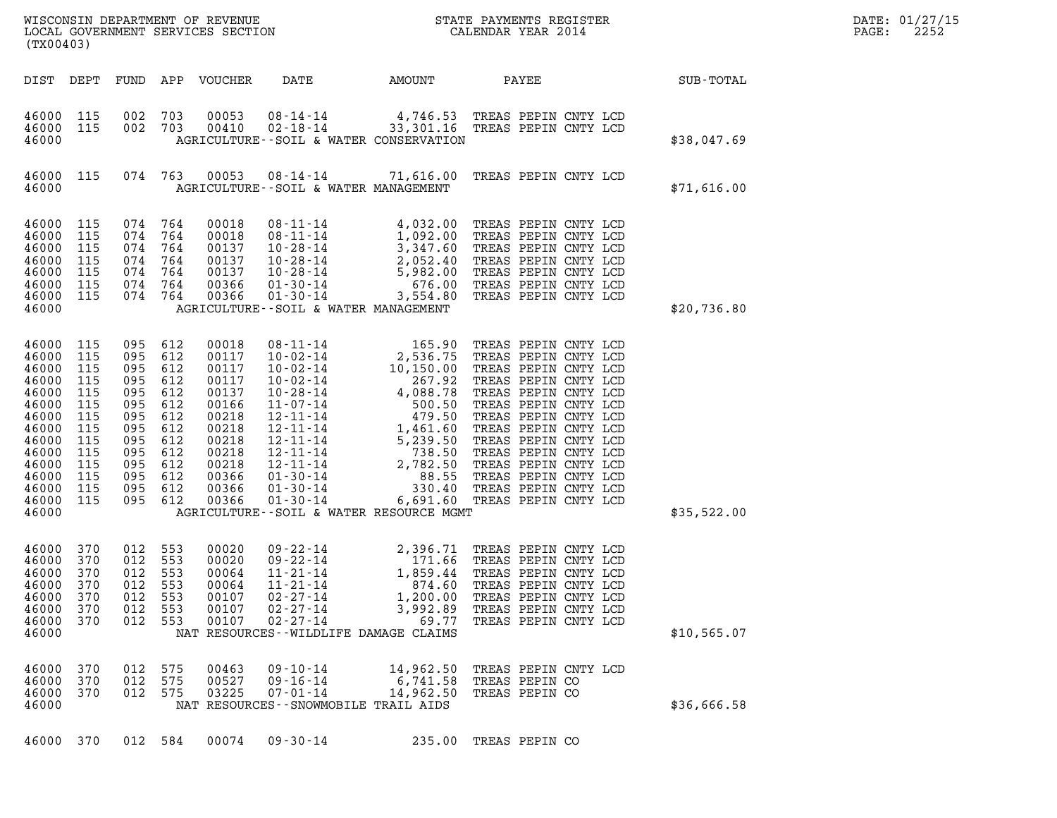WISCONSIN DEPARTMENT OF REVENUE
LOCAL GOVERNMENT SERVICES SECTION
(TX00403)

STATE PAYMENTS REGISTER
CALENDAR YEAR 2014

DATE: 01/27/15
PAGE: 2252

| DIST | DEPT | FUND | APP | VOUCHER | DATE | AMOUNT | PAYEE | SUB-TOTAL |
|---|---|---|---|---|---|---|---|---|
| 46000 | 115 | 002 | 703 | 00053 | 08-14-14 | 4,746.53 | TREAS PEPIN CNTY LCD | |
| 46000 | 115 | 002 | 703 | 00410 | 02-18-14 | 33,301.16 | TREAS PEPIN CNTY LCD | |
| 46000 | | | | | AGRICULTURE--SOIL & WATER CONSERVATION | | | $38,047.69 |
| 46000 | 115 | 074 | 763 | 00053 | 08-14-14 | 71,616.00 | TREAS PEPIN CNTY LCD | |
| 46000 | | | | | AGRICULTURE--SOIL & WATER MANAGEMENT | | | $71,616.00 |
| 46000 | 115 | 074 | 764 | 00018 | 08-11-14 | 4,032.00 | TREAS PEPIN CNTY LCD | |
| 46000 | 115 | 074 | 764 | 00018 | 08-11-14 | 1,092.00 | TREAS PEPIN CNTY LCD | |
| 46000 | 115 | 074 | 764 | 00137 | 10-28-14 | 3,347.60 | TREAS PEPIN CNTY LCD | |
| 46000 | 115 | 074 | 764 | 00137 | 10-28-14 | 2,052.40 | TREAS PEPIN CNTY LCD | |
| 46000 | 115 | 074 | 764 | 00137 | 10-28-14 | 5,982.00 | TREAS PEPIN CNTY LCD | |
| 46000 | 115 | 074 | 764 | 00366 | 01-30-14 | 676.00 | TREAS PEPIN CNTY LCD | |
| 46000 | 115 | 074 | 764 | 00366 | 01-30-14 | 3,554.80 | TREAS PEPIN CNTY LCD | |
| 46000 | | | | | AGRICULTURE--SOIL & WATER MANAGEMENT | | | $20,736.80 |
| 46000 | 115 | 095 | 612 | 00018 | 08-11-14 | 165.90 | TREAS PEPIN CNTY LCD | |
| 46000 | 115 | 095 | 612 | 00117 | 10-02-14 | 2,536.75 | TREAS PEPIN CNTY LCD | |
| 46000 | 115 | 095 | 612 | 00117 | 10-02-14 | 10,150.00 | TREAS PEPIN CNTY LCD | |
| 46000 | 115 | 095 | 612 | 00117 | 10-02-14 | 267.92 | TREAS PEPIN CNTY LCD | |
| 46000 | 115 | 095 | 612 | 00137 | 10-28-14 | 4,088.78 | TREAS PEPIN CNTY LCD | |
| 46000 | 115 | 095 | 612 | 00166 | 11-07-14 | 500.50 | TREAS PEPIN CNTY LCD | |
| 46000 | 115 | 095 | 612 | 00218 | 12-11-14 | 479.50 | TREAS PEPIN CNTY LCD | |
| 46000 | 115 | 095 | 612 | 00218 | 12-11-14 | 1,461.60 | TREAS PEPIN CNTY LCD | |
| 46000 | 115 | 095 | 612 | 00218 | 12-11-14 | 5,239.50 | TREAS PEPIN CNTY LCD | |
| 46000 | 115 | 095 | 612 | 00218 | 12-11-14 | 738.50 | TREAS PEPIN CNTY LCD | |
| 46000 | 115 | 095 | 612 | 00218 | 12-11-14 | 2,782.50 | TREAS PEPIN CNTY LCD | |
| 46000 | 115 | 095 | 612 | 00366 | 01-30-14 | 88.55 | TREAS PEPIN CNTY LCD | |
| 46000 | 115 | 095 | 612 | 00366 | 01-30-14 | 330.40 | TREAS PEPIN CNTY LCD | |
| 46000 | 115 | 095 | 612 | 00366 | 01-30-14 | 6,691.60 | TREAS PEPIN CNTY LCD | |
| 46000 | | | | | AGRICULTURE--SOIL & WATER RESOURCE MGMT | | | $35,522.00 |
| 46000 | 370 | 012 | 553 | 00020 | 09-22-14 | 2,396.71 | TREAS PEPIN CNTY LCD | |
| 46000 | 370 | 012 | 553 | 00020 | 09-22-14 | 171.66 | TREAS PEPIN CNTY LCD | |
| 46000 | 370 | 012 | 553 | 00064 | 11-21-14 | 1,859.44 | TREAS PEPIN CNTY LCD | |
| 46000 | 370 | 012 | 553 | 00064 | 11-21-14 | 874.60 | TREAS PEPIN CNTY LCD | |
| 46000 | 370 | 012 | 553 | 00107 | 02-27-14 | 1,200.00 | TREAS PEPIN CNTY LCD | |
| 46000 | 370 | 012 | 553 | 00107 | 02-27-14 | 3,992.89 | TREAS PEPIN CNTY LCD | |
| 46000 | 370 | 012 | 553 | 00107 | 02-27-14 | 69.77 | TREAS PEPIN CNTY LCD | |
| 46000 | | | | | NAT RESOURCES--WILDLIFE DAMAGE CLAIMS | | | $10,565.07 |
| 46000 | 370 | 012 | 575 | 00463 | 09-10-14 | 14,962.50 | TREAS PEPIN CNTY LCD | |
| 46000 | 370 | 012 | 575 | 00527 | 09-16-14 | 6,741.58 | TREAS PEPIN CO | |
| 46000 | 370 | 012 | 575 | 03225 | 07-01-14 | 14,962.50 | TREAS PEPIN CO | |
| 46000 | | | | | NAT RESOURCES--SNOWMOBILE TRAIL AIDS | | | $36,666.58 |
| 46000 | 370 | 012 | 584 | 00074 | 09-30-14 | 235.00 | TREAS PEPIN CO | |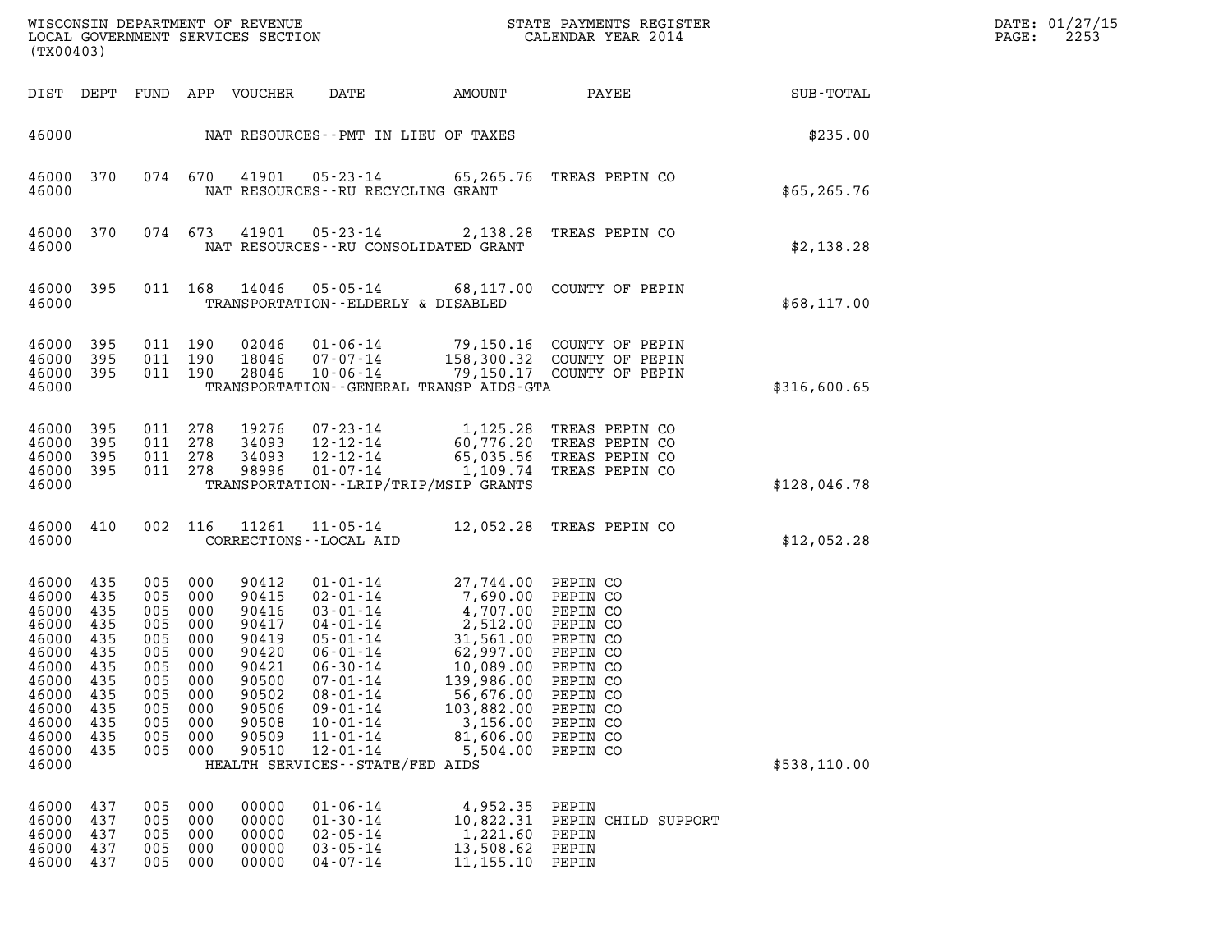| DIST | DEPT | FUND | APP | VOUCHER | DATE | AMOUNT | PAYEE | SUB-TOTAL |
|---|---|---|---|---|---|---|---|---|
| 46000 | | | | NAT RESOURCES--PMT IN LIEU OF TAXES | | | | $235.00 |
| 46000 | 370 | 074 | 670 | 41901 | 05-23-14 | 65,265.76 | TREAS PEPIN CO | |
| 46000 | | | | NAT RESOURCES--RU RECYCLING GRANT | | | | $65,265.76 |
| 46000 | 370 | 074 | 673 | 41901 | 05-23-14 | 2,138.28 | TREAS PEPIN CO | |
| 46000 | | | | NAT RESOURCES--RU CONSOLIDATED GRANT | | | | $2,138.28 |
| 46000 | 395 | 011 | 168 | 14046 | 05-05-14 | 68,117.00 | COUNTY OF PEPIN | |
| 46000 | | | | TRANSPORTATION--ELDERLY & DISABLED | | | | $68,117.00 |
| 46000 | 395 | 011 | 190 | 02046 | 01-06-14 | 79,150.16 | COUNTY OF PEPIN | |
| 46000 | 395 | 011 | 190 | 18046 | 07-07-14 | 158,300.32 | COUNTY OF PEPIN | |
| 46000 | 395 | 011 | 190 | 28046 | 10-06-14 | 79,150.17 | COUNTY OF PEPIN | |
| 46000 | | | | TRANSPORTATION--GENERAL TRANSP AIDS-GTA | | | | $316,600.65 |
| 46000 | 395 | 011 | 278 | 19276 | 07-23-14 | 1,125.28 | TREAS PEPIN CO | |
| 46000 | 395 | 011 | 278 | 34093 | 12-12-14 | 60,776.20 | TREAS PEPIN CO | |
| 46000 | 395 | 011 | 278 | 34093 | 12-12-14 | 65,035.56 | TREAS PEPIN CO | |
| 46000 | 395 | 011 | 278 | 98996 | 01-07-14 | 1,109.74 | TREAS PEPIN CO | |
| 46000 | | | | TRANSPORTATION--LRIP/TRIP/MSIP GRANTS | | | | $128,046.78 |
| 46000 | 410 | 002 | 116 | 11261 | 11-05-14 | 12,052.28 | TREAS PEPIN CO | |
| 46000 | | | | CORRECTIONS--LOCAL AID | | | | $12,052.28 |
| 46000 | 435 | 005 | 000 | 90412 | 01-01-14 | 27,744.00 | PEPIN CO | |
| 46000 | 435 | 005 | 000 | 90415 | 02-01-14 | 7,690.00 | PEPIN CO | |
| 46000 | 435 | 005 | 000 | 90416 | 03-01-14 | 4,707.00 | PEPIN CO | |
| 46000 | 435 | 005 | 000 | 90417 | 04-01-14 | 2,512.00 | PEPIN CO | |
| 46000 | 435 | 005 | 000 | 90419 | 05-01-14 | 31,561.00 | PEPIN CO | |
| 46000 | 435 | 005 | 000 | 90420 | 06-01-14 | 62,997.00 | PEPIN CO | |
| 46000 | 435 | 005 | 000 | 90421 | 06-30-14 | 10,089.00 | PEPIN CO | |
| 46000 | 435 | 005 | 000 | 90500 | 07-01-14 | 139,986.00 | PEPIN CO | |
| 46000 | 435 | 005 | 000 | 90502 | 08-01-14 | 56,676.00 | PEPIN CO | |
| 46000 | 435 | 005 | 000 | 90506 | 09-01-14 | 103,882.00 | PEPIN CO | |
| 46000 | 435 | 005 | 000 | 90508 | 10-01-14 | 3,156.00 | PEPIN CO | |
| 46000 | 435 | 005 | 000 | 90509 | 11-01-14 | 81,606.00 | PEPIN CO | |
| 46000 | 435 | 005 | 000 | 90510 | 12-01-14 | 5,504.00 | PEPIN CO | |
| 46000 | | | | HEALTH SERVICES--STATE/FED AIDS | | | | $538,110.00 |
| 46000 | 437 | 005 | 000 | 00000 | 01-06-14 | 4,952.35 | PEPIN | |
| 46000 | 437 | 005 | 000 | 00000 | 01-30-14 | 10,822.31 | PEPIN CHILD SUPPORT | |
| 46000 | 437 | 005 | 000 | 00000 | 02-05-14 | 1,221.60 | PEPIN | |
| 46000 | 437 | 005 | 000 | 00000 | 03-05-14 | 13,508.62 | PEPIN | |
| 46000 | 437 | 005 | 000 | 00000 | 04-07-14 | 11,155.10 | PEPIN | |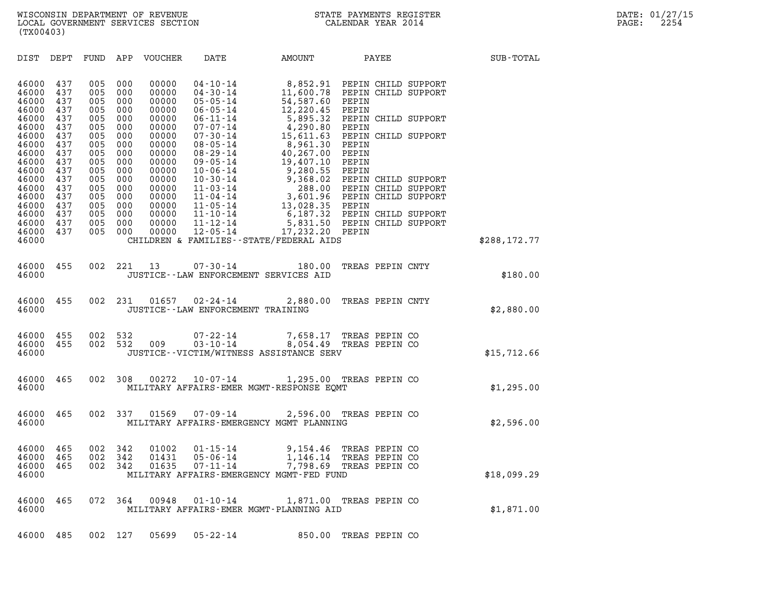| DIST | DEPT | FUND | APP | VOUCHER | DATE | AMOUNT | PAYEE | SUB-TOTAL |
|---|---|---|---|---|---|---|---|---|
| 46000 | 437 | 005 | 000 | 00000 | 04-10-14 | 8,852.91 | PEPIN CHILD SUPPORT | |
| 46000 | 437 | 005 | 000 | 00000 | 04-30-14 | 11,600.78 | PEPIN CHILD SUPPORT | |
| 46000 | 437 | 005 | 000 | 00000 | 05-05-14 | 54,587.60 | PEPIN | |
| 46000 | 437 | 005 | 000 | 00000 | 06-05-14 | 12,220.45 | PEPIN | |
| 46000 | 437 | 005 | 000 | 00000 | 06-11-14 | 5,895.32 | PEPIN CHILD SUPPORT | |
| 46000 | 437 | 005 | 000 | 00000 | 07-07-14 | 4,290.80 | PEPIN | |
| 46000 | 437 | 005 | 000 | 00000 | 07-30-14 | 15,611.63 | PEPIN CHILD SUPPORT | |
| 46000 | 437 | 005 | 000 | 00000 | 08-05-14 | 8,961.30 | PEPIN | |
| 46000 | 437 | 005 | 000 | 00000 | 08-29-14 | 40,267.00 | PEPIN | |
| 46000 | 437 | 005 | 000 | 00000 | 09-05-14 | 19,407.10 | PEPIN | |
| 46000 | 437 | 005 | 000 | 00000 | 10-06-14 | 9,280.55 | PEPIN | |
| 46000 | 437 | 005 | 000 | 00000 | 10-30-14 | 9,368.02 | PEPIN CHILD SUPPORT | |
| 46000 | 437 | 005 | 000 | 00000 | 11-03-14 | 288.00 | PEPIN CHILD SUPPORT | |
| 46000 | 437 | 005 | 000 | 00000 | 11-04-14 | 3,601.96 | PEPIN CHILD SUPPORT | |
| 46000 | 437 | 005 | 000 | 00000 | 11-05-14 | 13,028.35 | PEPIN | |
| 46000 | 437 | 005 | 000 | 00000 | 11-10-14 | 6,187.32 | PEPIN CHILD SUPPORT | |
| 46000 | 437 | 005 | 000 | 00000 | 11-12-14 | 5,831.50 | PEPIN CHILD SUPPORT | |
| 46000 | 437 | 005 | 000 | 00000 | 12-05-14 | 17,232.20 | PEPIN | |
| 46000 | | | | | CHILDREN & FAMILIES--STATE/FEDERAL AIDS | | | $288,172.77 |
| 46000 | 455 | 002 | 221 | 13 | 07-30-14 | 180.00 | TREAS PEPIN CNTY | |
| 46000 | | | | | JUSTICE--LAW ENFORCEMENT SERVICES AID | | | $180.00 |
| 46000 | 455 | 002 | 231 | 01657 | 02-24-14 | 2,880.00 | TREAS PEPIN CNTY | |
| 46000 | | | | | JUSTICE--LAW ENFORCEMENT TRAINING | | | $2,880.00 |
| 46000 | 455 | 002 | 532 | | 07-22-14 | 7,658.17 | TREAS PEPIN CO | |
| 46000 | 455 | 002 | 532 | 009 | 03-10-14 | 8,054.49 | TREAS PEPIN CO | |
| 46000 | | | | | JUSTICE--VICTIM/WITNESS ASSISTANCE SERV | | | $15,712.66 |
| 46000 | 465 | 002 | 308 | 00272 | 10-07-14 | 1,295.00 | TREAS PEPIN CO | |
| 46000 | | | | | MILITARY AFFAIRS-EMER MGMT-RESPONSE EQMT | | | $1,295.00 |
| 46000 | 465 | 002 | 337 | 01569 | 07-09-14 | 2,596.00 | TREAS PEPIN CO | |
| 46000 | | | | | MILITARY AFFAIRS-EMERGENCY MGMT PLANNING | | | $2,596.00 |
| 46000 | 465 | 002 | 342 | 01002 | 01-15-14 | 9,154.46 | TREAS PEPIN CO | |
| 46000 | 465 | 002 | 342 | 01431 | 05-06-14 | 1,146.14 | TREAS PEPIN CO | |
| 46000 | 465 | 002 | 342 | 01635 | 07-11-14 | 7,798.69 | TREAS PEPIN CO | |
| 46000 | | | | | MILITARY AFFAIRS-EMERGENCY MGMT-FED FUND | | | $18,099.29 |
| 46000 | 465 | 072 | 364 | 00948 | 01-10-14 | 1,871.00 | TREAS PEPIN CO | |
| 46000 | | | | | MILITARY AFFAIRS-EMER MGMT-PLANNING AID | | | $1,871.00 |
| 46000 | 485 | 002 | 127 | 05699 | 05-22-14 | 850.00 | TREAS PEPIN CO | |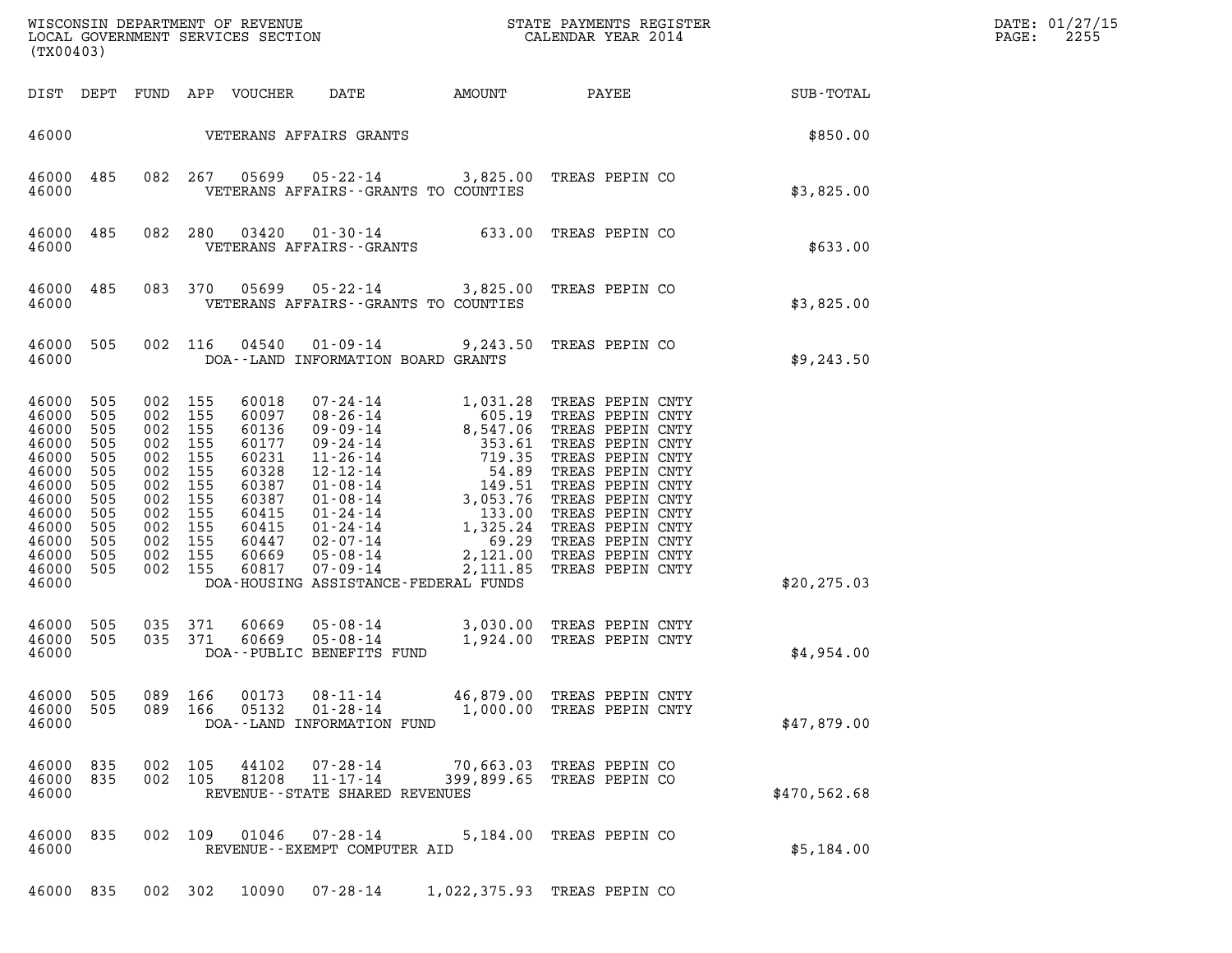WISCONSIN DEPARTMENT OF REVENUE
LOCAL GOVERNMENT SERVICES SECTION
(TX00403)

STATE PAYMENTS REGISTER
CALENDAR YEAR 2014

DATE: 01/27/15

| DIST | DEPT | FUND | APP | VOUCHER | DATE | AMOUNT | PAYEE | SUB-TOTAL |
|---|---|---|---|---|---|---|---|---|
| 46000 | | | | VETERANS AFFAIRS GRANTS | | | | $850.00 |
| 46000 | 485 | 082 | 267 | 05699 | 05-22-14 | 3,825.00 | TREAS PEPIN CO | |
| 46000 | | | | VETERANS AFFAIRS--GRANTS TO COUNTIES | | | | $3,825.00 |
| 46000 | 485 | 082 | 280 | 03420 | 01-30-14 | 633.00 | TREAS PEPIN CO | |
| 46000 | | | | VETERANS AFFAIRS--GRANTS | | | | $633.00 |
| 46000 | 485 | 083 | 370 | 05699 | 05-22-14 | 3,825.00 | TREAS PEPIN CO | |
| 46000 | | | | VETERANS AFFAIRS--GRANTS TO COUNTIES | | | | $3,825.00 |
| 46000 | 505 | 002 | 116 | 04540 | 01-09-14 | 9,243.50 | TREAS PEPIN CO | |
| 46000 | | | | DOA--LAND INFORMATION BOARD GRANTS | | | | $9,243.50 |
| 46000 | 505 | 002 | 155 | 60018 | 07-24-14 | 1,031.28 | TREAS PEPIN CNTY | |
| 46000 | 505 | 002 | 155 | 60097 | 08-26-14 | 605.19 | TREAS PEPIN CNTY | |
| 46000 | 505 | 002 | 155 | 60136 | 09-09-14 | 8,547.06 | TREAS PEPIN CNTY | |
| 46000 | 505 | 002 | 155 | 60177 | 09-24-14 | 353.61 | TREAS PEPIN CNTY | |
| 46000 | 505 | 002 | 155 | 60231 | 11-26-14 | 719.35 | TREAS PEPIN CNTY | |
| 46000 | 505 | 002 | 155 | 60328 | 12-12-14 | 54.89 | TREAS PEPIN CNTY | |
| 46000 | 505 | 002 | 155 | 60387 | 01-08-14 | 149.51 | TREAS PEPIN CNTY | |
| 46000 | 505 | 002 | 155 | 60387 | 01-08-14 | 3,053.76 | TREAS PEPIN CNTY | |
| 46000 | 505 | 002 | 155 | 60415 | 01-24-14 | 133.00 | TREAS PEPIN CNTY | |
| 46000 | 505 | 002 | 155 | 60415 | 01-24-14 | 1,325.24 | TREAS PEPIN CNTY | |
| 46000 | 505 | 002 | 155 | 60447 | 02-07-14 | 69.29 | TREAS PEPIN CNTY | |
| 46000 | 505 | 002 | 155 | 60669 | 05-08-14 | 2,121.00 | TREAS PEPIN CNTY | |
| 46000 | 505 | 002 | 155 | 60817 | 07-09-14 | 2,111.85 | TREAS PEPIN CNTY | |
| 46000 | | | | DOA-HOUSING ASSISTANCE-FEDERAL FUNDS | | | | $20,275.03 |
| 46000 | 505 | 035 | 371 | 60669 | 05-08-14 | 3,030.00 | TREAS PEPIN CNTY | |
| 46000 | 505 | 035 | 371 | 60669 | 05-08-14 | 1,924.00 | TREAS PEPIN CNTY | |
| 46000 | | | | DOA--PUBLIC BENEFITS FUND | | | | $4,954.00 |
| 46000 | 505 | 089 | 166 | 00173 | 08-11-14 | 46,879.00 | TREAS PEPIN CNTY | |
| 46000 | 505 | 089 | 166 | 05132 | 01-28-14 | 1,000.00 | TREAS PEPIN CNTY | |
| 46000 | | | | DOA--LAND INFORMATION FUND | | | | $47,879.00 |
| 46000 | 835 | 002 | 105 | 44102 | 07-28-14 | 70,663.03 | TREAS PEPIN CO | |
| 46000 | 835 | 002 | 105 | 81208 | 11-17-14 | 399,899.65 | TREAS PEPIN CO | |
| 46000 | | | | REVENUE--STATE SHARED REVENUES | | | | $470,562.68 |
| 46000 | 835 | 002 | 109 | 01046 | 07-28-14 | 5,184.00 | TREAS PEPIN CO | |
| 46000 | | | | REVENUE--EXEMPT COMPUTER AID | | | | $5,184.00 |
| 46000 | 835 | 002 | 302 | 10090 | 07-28-14 | 1,022,375.93 | TREAS PEPIN CO | |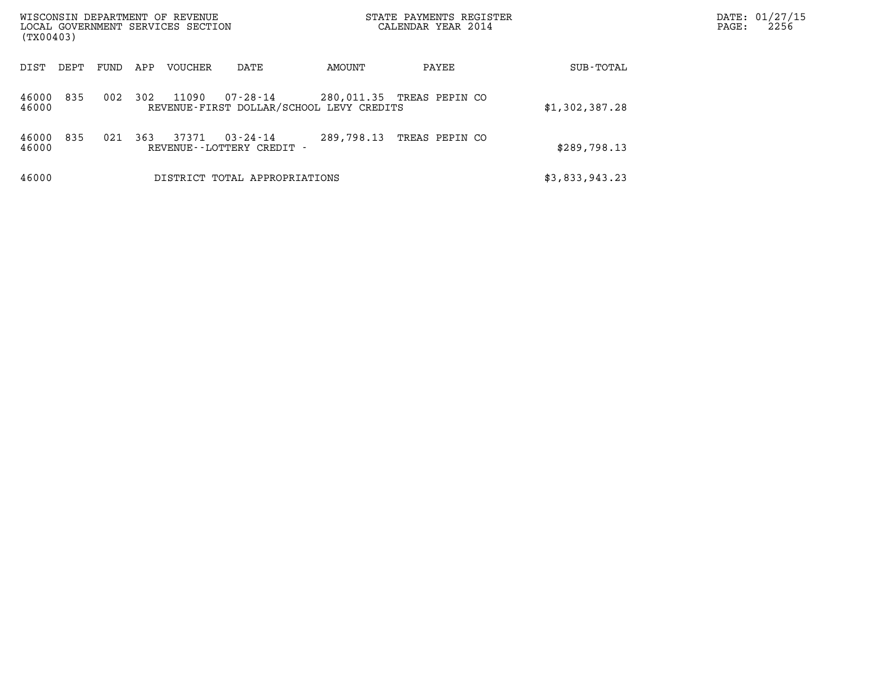WISCONSIN DEPARTMENT OF REVENUE
LOCAL GOVERNMENT SERVICES SECTION
(TX00403)

STATE PAYMENTS REGISTER
CALENDAR YEAR 2014

| DIST | DEPT | FUND | APP | VOUCHER | DATE | AMOUNT | PAYEE | SUB-TOTAL |
|---|---|---|---|---|---|---|---|---|
| 46000 | 835 | 002 | 302 | 11090 | 07-28-14 | 280,011.35 | TREAS PEPIN CO | |
| 46000 | | | | REVENUE-FIRST DOLLAR/SCHOOL LEVY CREDITS | | | | $1,302,387.28 |
| 46000 | 835 | 021 | 363 | 37371 | 03-24-14 | 289,798.13 | TREAS PEPIN CO | |
| 46000 | | | | REVENUE--LOTTERY CREDIT - | | | | $289,798.13 |
| 46000 | | | | DISTRICT TOTAL APPROPRIATIONS | | | | $3,833,943.23 |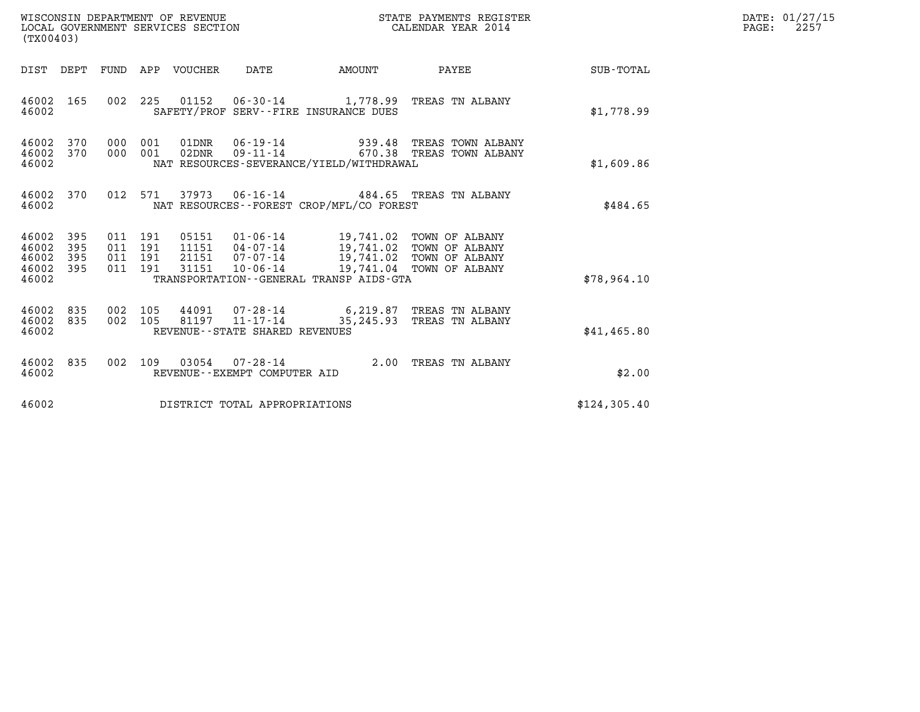WISCONSIN DEPARTMENT OF REVENUE
LOCAL GOVERNMENT SERVICES SECTION
(TX00403)

STATE PAYMENTS REGISTER
CALENDAR YEAR 2014

DATE: 01/27/15
PAGE: 2257

| DIST | DEPT | FUND | APP | VOUCHER | DATE | AMOUNT | PAYEE | SUB-TOTAL |
|---|---|---|---|---|---|---|---|---|
| 46002 | 165 | 002 | 225 | 01152 | 06-30-14 | 1,778.99 | TREAS TN ALBANY | |
| 46002 | | | | | SAFETY/PROF SERV--FIRE INSURANCE DUES | | | $1,778.99 |
| 46002 | 370 | 000 | 001 | 01DNR | 06-19-14 | 939.48 | TREAS TOWN ALBANY | |
| 46002 | 370 | 000 | 001 | 02DNR | 09-11-14 | 670.38 | TREAS TOWN ALBANY | |
| 46002 | | | | | NAT RESOURCES-SEVERANCE/YIELD/WITHDRAWAL | | | $1,609.86 |
| 46002 | 370 | 012 | 571 | 37973 | 06-16-14 | 484.65 | TREAS TN ALBANY | |
| 46002 | | | | | NAT RESOURCES--FOREST CROP/MFL/CO FOREST | | | $484.65 |
| 46002 | 395 | 011 | 191 | 05151 | 01-06-14 | 19,741.02 | TOWN OF ALBANY | |
| 46002 | 395 | 011 | 191 | 11151 | 04-07-14 | 19,741.02 | TOWN OF ALBANY | |
| 46002 | 395 | 011 | 191 | 21151 | 07-07-14 | 19,741.02 | TOWN OF ALBANY | |
| 46002 | 395 | 011 | 191 | 31151 | 10-06-14 | 19,741.04 | TOWN OF ALBANY | |
| 46002 | | | | | TRANSPORTATION--GENERAL TRANSP AIDS-GTA | | | $78,964.10 |
| 46002 | 835 | 002 | 105 | 44091 | 07-28-14 | 6,219.87 | TREAS TN ALBANY | |
| 46002 | 835 | 002 | 105 | 81197 | 11-17-14 | 35,245.93 | TREAS TN ALBANY | |
| 46002 | | | | | REVENUE--STATE SHARED REVENUES | | | $41,465.80 |
| 46002 | 835 | 002 | 109 | 03054 | 07-28-14 | 2.00 | TREAS TN ALBANY | |
| 46002 | | | | | REVENUE--EXEMPT COMPUTER AID | | | $2.00 |
| 46002 | | | | | DISTRICT TOTAL APPROPRIATIONS | | | $124,305.40 |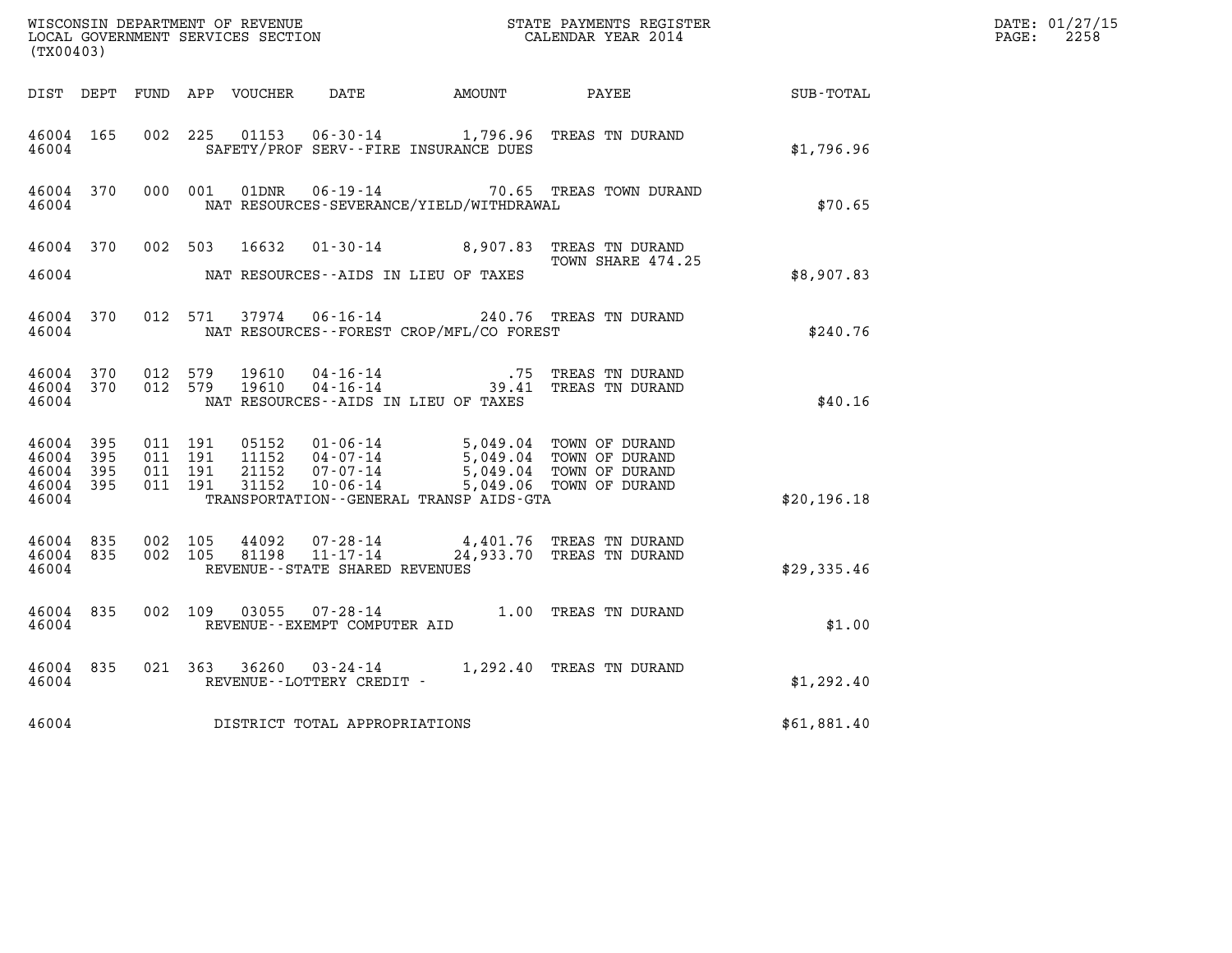WISCONSIN DEPARTMENT OF REVENUE
LOCAL GOVERNMENT SERVICES SECTION
(TX00403)

STATE PAYMENTS REGISTER
CALENDAR YEAR 2014

DATE: 01/27/15
PAGE: 2258

| DIST | DEPT | FUND | APP | VOUCHER | DATE | AMOUNT | PAYEE | SUB-TOTAL |
|---|---|---|---|---|---|---|---|---|
| 46004 | 165 | 002 | 225 | 01153 | 06-30-14 | 1,796.96 | TREAS TN DURAND | |
| 46004 | | | | | SAFETY/PROF SERV--FIRE INSURANCE DUES | | | $1,796.96 |
| 46004 | 370 | 000 | 001 | 01DNR | 06-19-14 | 70.65 | TREAS TOWN DURAND | |
| 46004 | | | | | NAT RESOURCES-SEVERANCE/YIELD/WITHDRAWAL | | | $70.65 |
| 46004 | 370 | 002 | 503 | 16632 | 01-30-14 | 8,907.83 | TREAS TN DURAND<br>TOWN SHARE 474.25 | |
| 46004 | | | | | NAT RESOURCES--AIDS IN LIEU OF TAXES | | | $8,907.83 |
| 46004 | 370 | 012 | 571 | 37974 | 06-16-14 | 240.76 | TREAS TN DURAND | |
| 46004 | | | | | NAT RESOURCES--FOREST CROP/MFL/CO FOREST | | | $240.76 |
| 46004 | 370 | 012 | 579 | 19610 | 04-16-14 | .75 | TREAS TN DURAND | |
| 46004 | 370 | 012 | 579 | 19610 | 04-16-14 | 39.41 | TREAS TN DURAND | |
| 46004 | | | | | NAT RESOURCES--AIDS IN LIEU OF TAXES | | | $40.16 |
| 46004 | 395 | 011 | 191 | 05152 | 01-06-14 | 5,049.04 | TOWN OF DURAND | |
| 46004 | 395 | 011 | 191 | 11152 | 04-07-14 | 5,049.04 | TOWN OF DURAND | |
| 46004 | 395 | 011 | 191 | 21152 | 07-07-14 | 5,049.04 | TOWN OF DURAND | |
| 46004 | 395 | 011 | 191 | 31152 | 10-06-14 | 5,049.06 | TOWN OF DURAND | |
| 46004 | | | | | TRANSPORTATION--GENERAL TRANSP AIDS-GTA | | | $20,196.18 |
| 46004 | 835 | 002 | 105 | 44092 | 07-28-14 | 4,401.76 | TREAS TN DURAND | |
| 46004 | 835 | 002 | 105 | 81198 | 11-17-14 | 24,933.70 | TREAS TN DURAND | |
| 46004 | | | | | REVENUE--STATE SHARED REVENUES | | | $29,335.46 |
| 46004 | 835 | 002 | 109 | 03055 | 07-28-14 | 1.00 | TREAS TN DURAND | |
| 46004 | | | | | REVENUE--EXEMPT COMPUTER AID | | | $1.00 |
| 46004 | 835 | 021 | 363 | 36260 | 03-24-14 | 1,292.40 | TREAS TN DURAND | |
| 46004 | | | | | REVENUE--LOTTERY CREDIT - | | | $1,292.40 |
| 46004 | | | | | DISTRICT TOTAL APPROPRIATIONS | | | $61,881.40 |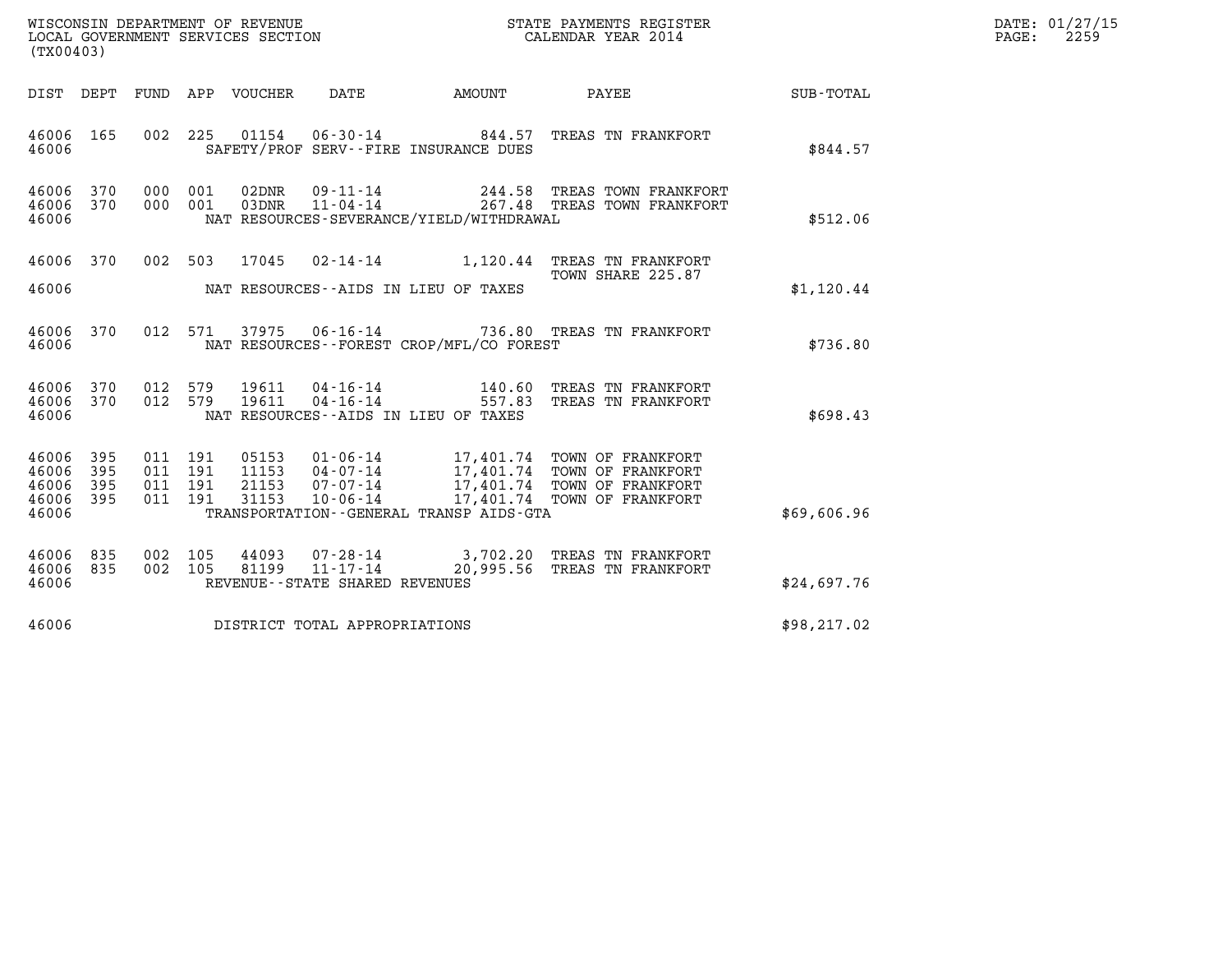WISCONSIN DEPARTMENT OF REVENUE
LOCAL GOVERNMENT SERVICES SECTION
(TX00403)

STATE PAYMENTS REGISTER
CALENDAR YEAR 2014

DATE: 01/27/15
PAGE: 2259

| DIST | DEPT | FUND | APP | VOUCHER | DATE | AMOUNT | PAYEE | SUB-TOTAL |
|---|---|---|---|---|---|---|---|---|
| 46006 | 165 | 002 | 225 | 01154 | 06-30-14 | 844.57 | TREAS TN FRANKFORT | |
| 46006 | | | | SAFETY/PROF SERV--FIRE INSURANCE DUES | | | | $844.57 |
| 46006 | 370 | 000 | 001 | 02DNR | 09-11-14 | 244.58 | TREAS TOWN FRANKFORT | |
| 46006 | 370 | 000 | 001 | 03DNR | 11-04-14 | 267.48 | TREAS TOWN FRANKFORT | |
| 46006 | | | | NAT RESOURCES-SEVERANCE/YIELD/WITHDRAWAL | | | | $512.06 |
| 46006 | 370 | 002 | 503 | 17045 | 02-14-14 | 1,120.44 | TREAS TN FRANKFORT TOWN SHARE 225.87 | |
| 46006 | | | | NAT RESOURCES--AIDS IN LIEU OF TAXES | | | | $1,120.44 |
| 46006 | 370 | 012 | 571 | 37975 | 06-16-14 | 736.80 | TREAS TN FRANKFORT | |
| 46006 | | | | NAT RESOURCES--FOREST CROP/MFL/CO FOREST | | | | $736.80 |
| 46006 | 370 | 012 | 579 | 19611 | 04-16-14 | 140.60 | TREAS TN FRANKFORT | |
| 46006 | 370 | 012 | 579 | 19611 | 04-16-14 | 557.83 | TREAS TN FRANKFORT | |
| 46006 | | | | NAT RESOURCES--AIDS IN LIEU OF TAXES | | | | $698.43 |
| 46006 | 395 | 011 | 191 | 05153 | 01-06-14 | 17,401.74 | TOWN OF FRANKFORT | |
| 46006 | 395 | 011 | 191 | 11153 | 04-07-14 | 17,401.74 | TOWN OF FRANKFORT | |
| 46006 | 395 | 011 | 191 | 21153 | 07-07-14 | 17,401.74 | TOWN OF FRANKFORT | |
| 46006 | 395 | 011 | 191 | 31153 | 10-06-14 | 17,401.74 | TOWN OF FRANKFORT | |
| 46006 | | | | TRANSPORTATION--GENERAL TRANSP AIDS-GTA | | | | $69,606.96 |
| 46006 | 835 | 002 | 105 | 44093 | 07-28-14 | 3,702.20 | TREAS TN FRANKFORT | |
| 46006 | 835 | 002 | 105 | 81199 | 11-17-14 | 20,995.56 | TREAS TN FRANKFORT | |
| 46006 | | | | REVENUE--STATE SHARED REVENUES | | | | $24,697.76 |
| 46006 | | | | DISTRICT TOTAL APPROPRIATIONS | | | | $98,217.02 |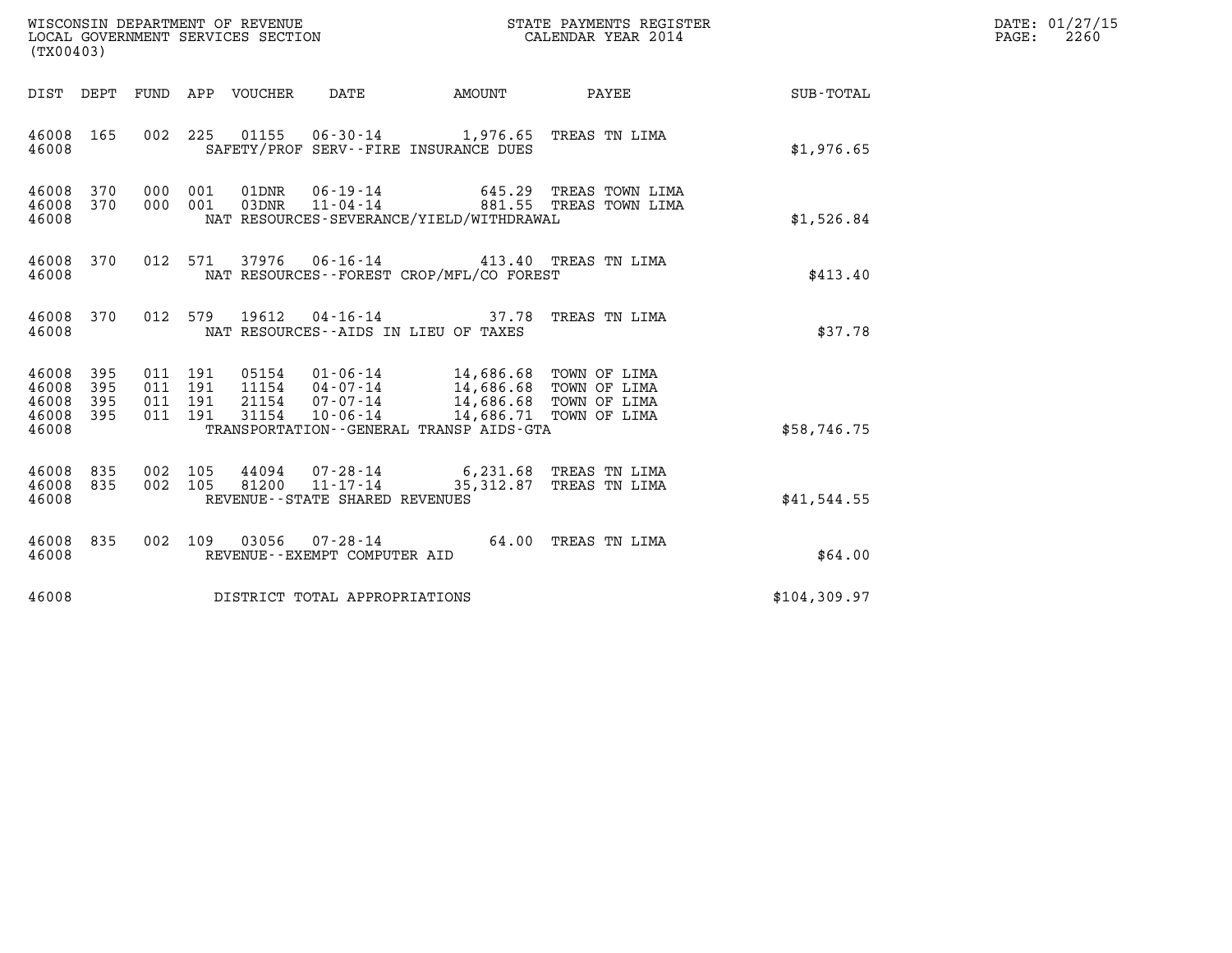WISCONSIN DEPARTMENT OF REVENUE
LOCAL GOVERNMENT SERVICES SECTION
(TX00403)

STATE PAYMENTS REGISTER
CALENDAR YEAR 2014

DATE: 01/27/15
PAGE: 2260

| DIST | DEPT | FUND | APP | VOUCHER | DATE | AMOUNT | PAYEE | SUB-TOTAL |
|---|---|---|---|---|---|---|---|---|
| 46008 | 165 | 002 | 225 | 01155 | 06-30-14 | 1,976.65 | TREAS TN LIMA | |
| 46008 | | | | SAFETY/PROF SERV--FIRE INSURANCE DUES | | | | $1,976.65 |
| 46008 | 370 | 000 | 001 | 01DNR | 06-19-14 | 645.29 | TREAS TOWN LIMA | |
| 46008 | 370 | 000 | 001 | 03DNR | 11-04-14 | 881.55 | TREAS TOWN LIMA | |
| 46008 | | | | NAT RESOURCES-SEVERANCE/YIELD/WITHDRAWAL | | | | $1,526.84 |
| 46008 | 370 | 012 | 571 | 37976 | 06-16-14 | 413.40 | TREAS TN LIMA | |
| 46008 | | | | NAT RESOURCES--FOREST CROP/MFL/CO FOREST | | | | $413.40 |
| 46008 | 370 | 012 | 579 | 19612 | 04-16-14 | 37.78 | TREAS TN LIMA | |
| 46008 | | | | NAT RESOURCES--AIDS IN LIEU OF TAXES | | | | $37.78 |
| 46008 | 395 | 011 | 191 | 05154 | 01-06-14 | 14,686.68 | TOWN OF LIMA | |
| 46008 | 395 | 011 | 191 | 11154 | 04-07-14 | 14,686.68 | TOWN OF LIMA | |
| 46008 | 395 | 011 | 191 | 21154 | 07-07-14 | 14,686.68 | TOWN OF LIMA | |
| 46008 | 395 | 011 | 191 | 31154 | 10-06-14 | 14,686.71 | TOWN OF LIMA | |
| 46008 | | | | TRANSPORTATION--GENERAL TRANSP AIDS-GTA | | | | $58,746.75 |
| 46008 | 835 | 002 | 105 | 44094 | 07-28-14 | 6,231.68 | TREAS TN LIMA | |
| 46008 | 835 | 002 | 105 | 81200 | 11-17-14 | 35,312.87 | TREAS TN LIMA | |
| 46008 | | | | REVENUE--STATE SHARED REVENUES | | | | $41,544.55 |
| 46008 | 835 | 002 | 109 | 03056 | 07-28-14 | 64.00 | TREAS TN LIMA | |
| 46008 | | | | REVENUE--EXEMPT COMPUTER AID | | | | $64.00 |
| 46008 | | | | DISTRICT TOTAL APPROPRIATIONS | | | | $104,309.97 |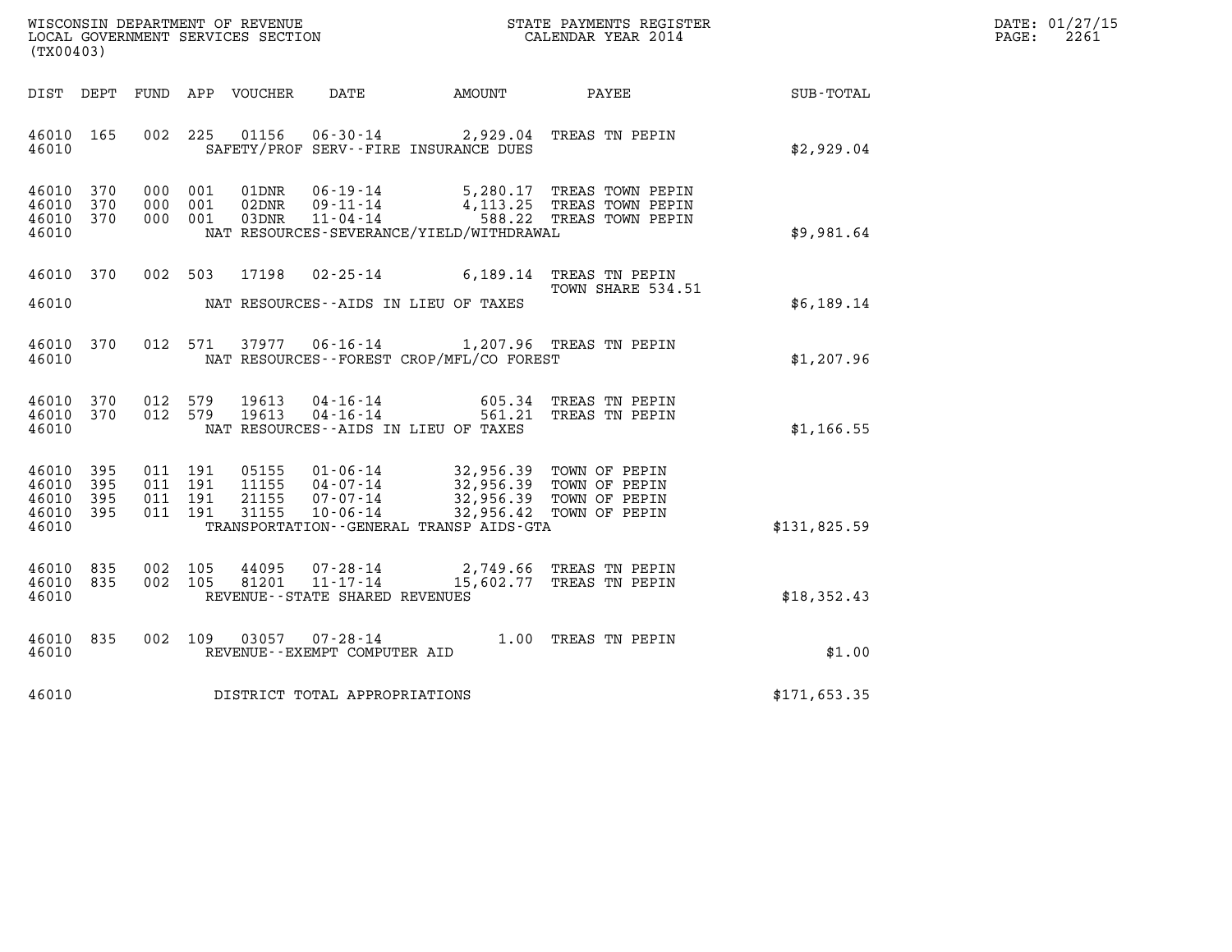WISCONSIN DEPARTMENT OF REVENUE
LOCAL GOVERNMENT SERVICES SECTION
(TX00403)

STATE PAYMENTS REGISTER
CALENDAR YEAR 2014

DATE: 01/27/15
PAGE: 2261

| DIST | DEPT | FUND | APP | VOUCHER | DATE | AMOUNT | PAYEE | SUB-TOTAL |
|---|---|---|---|---|---|---|---|---|
| 46010 | 165 | 002 | 225 | 01156 | 06-30-14 | 2,929.04 | TREAS TN PEPIN | |
| 46010 | | | | SAFETY/PROF SERV--FIRE INSURANCE DUES | | | | $2,929.04 |
| 46010 | 370 | 000 | 001 | 01DNR | 06-19-14 | 5,280.17 | TREAS TOWN PEPIN | |
| 46010 | 370 | 000 | 001 | 02DNR | 09-11-14 | 4,113.25 | TREAS TOWN PEPIN | |
| 46010 | 370 | 000 | 001 | 03DNR | 11-04-14 | 588.22 | TREAS TOWN PEPIN | |
| 46010 | | | | NAT RESOURCES-SEVERANCE/YIELD/WITHDRAWAL | | | | $9,981.64 |
| 46010 | 370 | 002 | 503 | 17198 | 02-25-14 | 6,189.14 | TREAS TN PEPIN<br>TOWN SHARE 534.51 | |
| 46010 | | | | NAT RESOURCES--AIDS IN LIEU OF TAXES | | | | $6,189.14 |
| 46010 | 370 | 012 | 571 | 37977 | 06-16-14 | 1,207.96 | TREAS TN PEPIN | |
| 46010 | | | | NAT RESOURCES--FOREST CROP/MFL/CO FOREST | | | | $1,207.96 |
| 46010 | 370 | 012 | 579 | 19613 | 04-16-14 | 605.34 | TREAS TN PEPIN | |
| 46010 | 370 | 012 | 579 | 19613 | 04-16-14 | 561.21 | TREAS TN PEPIN | |
| 46010 | | | | NAT RESOURCES--AIDS IN LIEU OF TAXES | | | | $1,166.55 |
| 46010 | 395 | 011 | 191 | 05155 | 01-06-14 | 32,956.39 | TOWN OF PEPIN | |
| 46010 | 395 | 011 | 191 | 11155 | 04-07-14 | 32,956.39 | TOWN OF PEPIN | |
| 46010 | 395 | 011 | 191 | 21155 | 07-07-14 | 32,956.39 | TOWN OF PEPIN | |
| 46010 | 395 | 011 | 191 | 31155 | 10-06-14 | 32,956.42 | TOWN OF PEPIN | |
| 46010 | | | | TRANSPORTATION--GENERAL TRANSP AIDS-GTA | | | | $131,825.59 |
| 46010 | 835 | 002 | 105 | 44095 | 07-28-14 | 2,749.66 | TREAS TN PEPIN | |
| 46010 | 835 | 002 | 105 | 81201 | 11-17-14 | 15,602.77 | TREAS TN PEPIN | |
| 46010 | | | | REVENUE--STATE SHARED REVENUES | | | | $18,352.43 |
| 46010 | 835 | 002 | 109 | 03057 | 07-28-14 | 1.00 | TREAS TN PEPIN | |
| 46010 | | | | REVENUE--EXEMPT COMPUTER AID | | | | $1.00 |
| 46010 | | | | DISTRICT TOTAL APPROPRIATIONS | | | | $171,653.35 |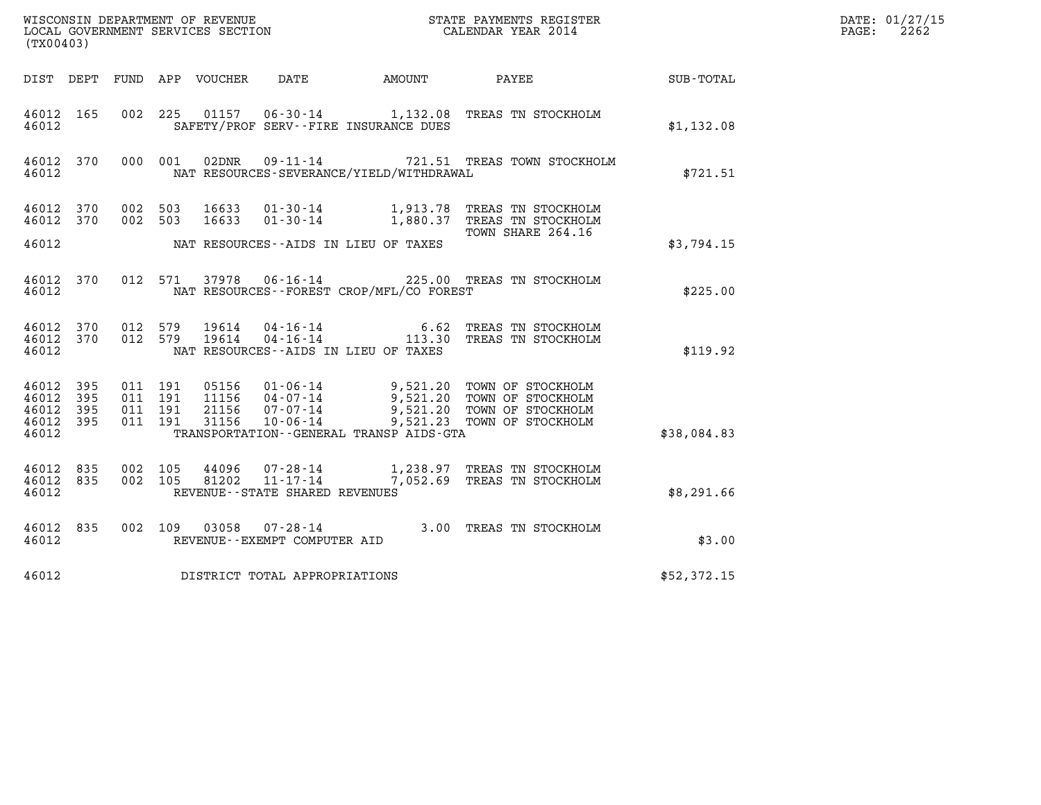WISCONSIN DEPARTMENT OF REVENUE
LOCAL GOVERNMENT SERVICES SECTION
(TX00403)

STATE PAYMENTS REGISTER
CALENDAR YEAR 2014

DATE: 01/27/15

| DIST | DEPT | FUND | APP | VOUCHER | DATE | AMOUNT | PAYEE | SUB-TOTAL |
|---|---|---|---|---|---|---|---|---|
| 46012 | 165 | 002 | 225 | 01157 | 06-30-14 | 1,132.08 | TREAS TN STOCKHOLM | |
| 46012 | | | | | SAFETY/PROF SERV--FIRE INSURANCE DUES | | | $1,132.08 |
| 46012 | 370 | 000 | 001 | 02DNR | 09-11-14 | 721.51 | TREAS TOWN STOCKHOLM | |
| 46012 | | | | | NAT RESOURCES-SEVERANCE/YIELD/WITHDRAWAL | | | $721.51 |
| 46012 | 370 | 002 | 503 | 16633 | 01-30-14 | 1,913.78 | TREAS TN STOCKHOLM | |
| 46012 | 370 | 002 | 503 | 16633 | 01-30-14 | 1,880.37 | TREAS TN STOCKHOLM | |
| | | | | | | | TOWN SHARE 264.16 | |
| 46012 | | | | | NAT RESOURCES--AIDS IN LIEU OF TAXES | | | $3,794.15 |
| 46012 | 370 | 012 | 571 | 37978 | 06-16-14 | 225.00 | TREAS TN STOCKHOLM | |
| 46012 | | | | | NAT RESOURCES--FOREST CROP/MFL/CO FOREST | | | $225.00 |
| 46012 | 370 | 012 | 579 | 19614 | 04-16-14 | 6.62 | TREAS TN STOCKHOLM | |
| 46012 | 370 | 012 | 579 | 19614 | 04-16-14 | 113.30 | TREAS TN STOCKHOLM | |
| 46012 | | | | | NAT RESOURCES--AIDS IN LIEU OF TAXES | | | $119.92 |
| 46012 | 395 | 011 | 191 | 05156 | 01-06-14 | 9,521.20 | TOWN OF STOCKHOLM | |
| 46012 | 395 | 011 | 191 | 11156 | 04-07-14 | 9,521.20 | TOWN OF STOCKHOLM | |
| 46012 | 395 | 011 | 191 | 21156 | 07-07-14 | 9,521.20 | TOWN OF STOCKHOLM | |
| 46012 | 395 | 011 | 191 | 31156 | 10-06-14 | 9,521.23 | TOWN OF STOCKHOLM | |
| 46012 | | | | | TRANSPORTATION--GENERAL TRANSP AIDS-GTA | | | $38,084.83 |
| 46012 | 835 | 002 | 105 | 44096 | 07-28-14 | 1,238.97 | TREAS TN STOCKHOLM | |
| 46012 | 835 | 002 | 105 | 81202 | 11-17-14 | 7,052.69 | TREAS TN STOCKHOLM | |
| 46012 | | | | | REVENUE--STATE SHARED REVENUES | | | $8,291.66 |
| 46012 | 835 | 002 | 109 | 03058 | 07-28-14 | 3.00 | TREAS TN STOCKHOLM | |
| 46012 | | | | | REVENUE--EXEMPT COMPUTER AID | | | $3.00 |
| 46012 | | | | | DISTRICT TOTAL APPROPRIATIONS | | | $52,372.15 |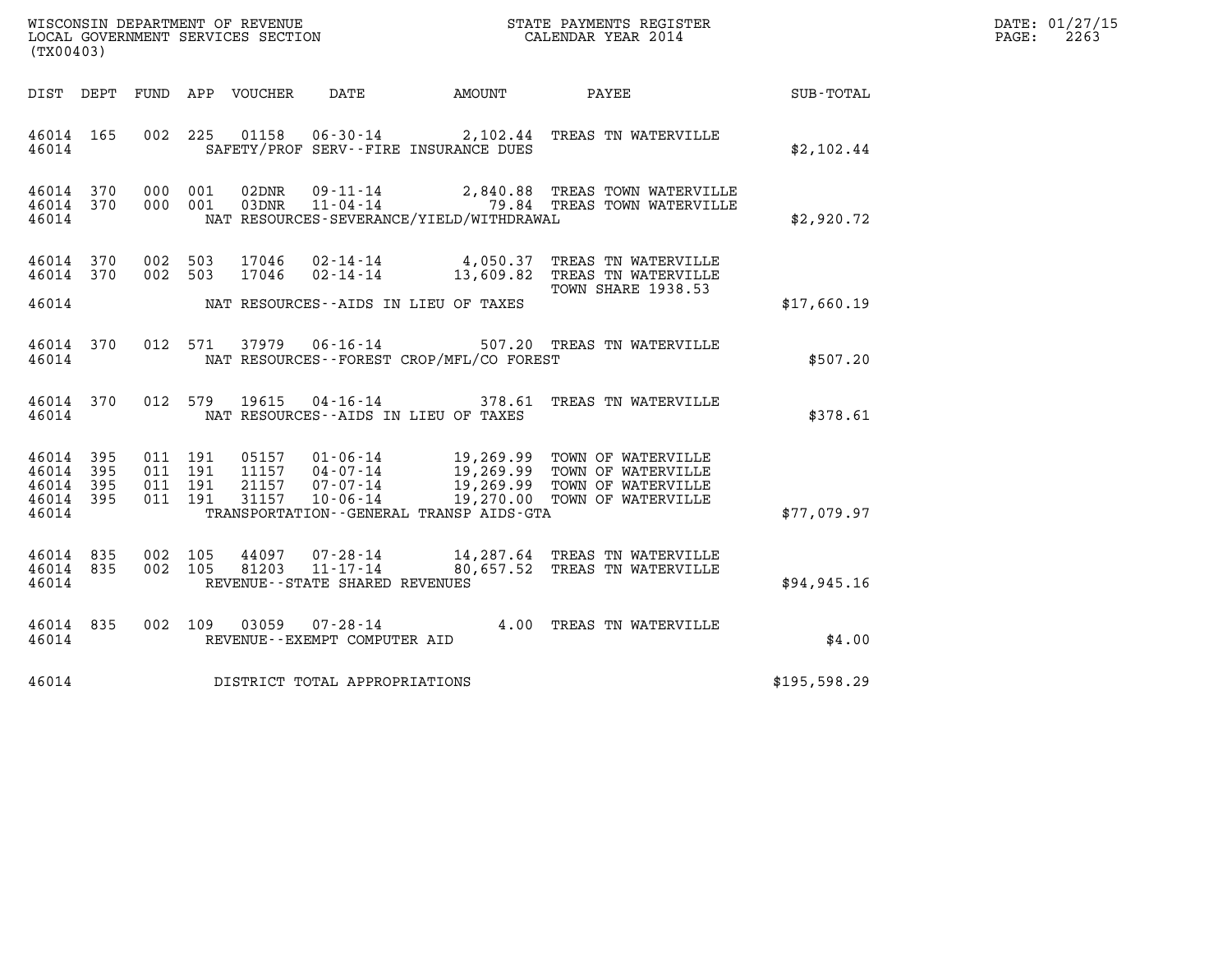WISCONSIN DEPARTMENT OF REVENUE
LOCAL GOVERNMENT SERVICES SECTION
(TX00403)

STATE PAYMENTS REGISTER
CALENDAR YEAR 2014

DATE: 01/27/15
PAGE: 2263

| DIST | DEPT | FUND | APP | VOUCHER | DATE | AMOUNT | PAYEE | SUB-TOTAL |
|---|---|---|---|---|---|---|---|---|
| 46014 | 165 | 002 | 225 | 01158 | 06-30-14 | 2,102.44 | TREAS TN WATERVILLE | |
| 46014 | | | | | SAFETY/PROF SERV--FIRE INSURANCE DUES | | | $2,102.44 |
| 46014 | 370 | 000 | 001 | 02DNR | 09-11-14 | 2,840.88 | TREAS TOWN WATERVILLE | |
| 46014 | 370 | 000 | 001 | 03DNR | 11-04-14 | 79.84 | TREAS TOWN WATERVILLE | |
| 46014 | | | | | NAT RESOURCES-SEVERANCE/YIELD/WITHDRAWAL | | | $2,920.72 |
| 46014 | 370 | 002 | 503 | 17046 | 02-14-14 | 4,050.37 | TREAS TN WATERVILLE | |
| 46014 | 370 | 002 | 503 | 17046 | 02-14-14 | 13,609.82 | TREAS TN WATERVILLE TOWN SHARE 1938.53 | |
| 46014 | | | | | NAT RESOURCES--AIDS IN LIEU OF TAXES | | | $17,660.19 |
| 46014 | 370 | 012 | 571 | 37979 | 06-16-14 | 507.20 | TREAS TN WATERVILLE | |
| 46014 | | | | | NAT RESOURCES--FOREST CROP/MFL/CO FOREST | | | $507.20 |
| 46014 | 370 | 012 | 579 | 19615 | 04-16-14 | 378.61 | TREAS TN WATERVILLE | |
| 46014 | | | | | NAT RESOURCES--AIDS IN LIEU OF TAXES | | | $378.61 |
| 46014 | 395 | 011 | 191 | 05157 | 01-06-14 | 19,269.99 | TOWN OF WATERVILLE | |
| 46014 | 395 | 011 | 191 | 11157 | 04-07-14 | 19,269.99 | TOWN OF WATERVILLE | |
| 46014 | 395 | 011 | 191 | 21157 | 07-07-14 | 19,269.99 | TOWN OF WATERVILLE | |
| 46014 | 395 | 011 | 191 | 31157 | 10-06-14 | 19,270.00 | TOWN OF WATERVILLE | |
| 46014 | | | | | TRANSPORTATION--GENERAL TRANSP AIDS-GTA | | | $77,079.97 |
| 46014 | 835 | 002 | 105 | 44097 | 07-28-14 | 14,287.64 | TREAS TN WATERVILLE | |
| 46014 | 835 | 002 | 105 | 81203 | 11-17-14 | 80,657.52 | TREAS TN WATERVILLE | |
| 46014 | | | | | REVENUE--STATE SHARED REVENUES | | | $94,945.16 |
| 46014 | 835 | 002 | 109 | 03059 | 07-28-14 | 4.00 | TREAS TN WATERVILLE | |
| 46014 | | | | | REVENUE--EXEMPT COMPUTER AID | | | $4.00 |
| 46014 | | | | | DISTRICT TOTAL APPROPRIATIONS | | | $195,598.29 |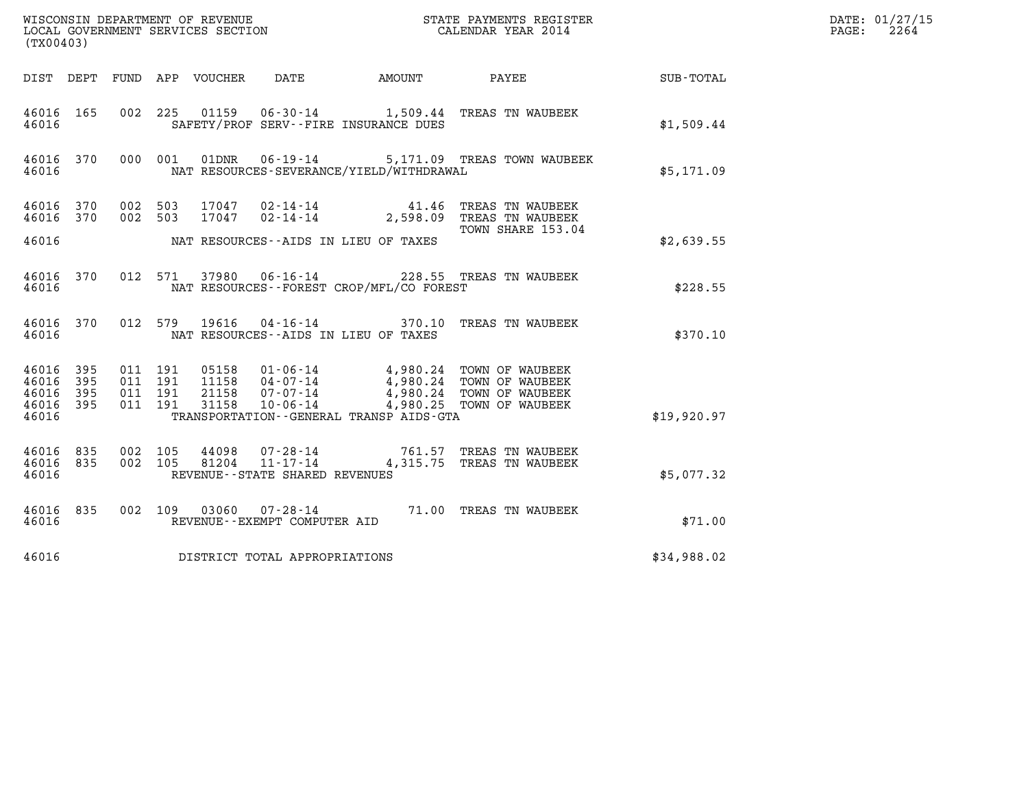WISCONSIN DEPARTMENT OF REVENUE
LOCAL GOVERNMENT SERVICES SECTION
(TX00403)

STATE PAYMENTS REGISTER
CALENDAR YEAR 2014

DATE: 01/27/15
PAGE: 2264

| DIST | DEPT | FUND | APP | VOUCHER | DATE | AMOUNT | PAYEE | SUB-TOTAL |
|---|---|---|---|---|---|---|---|---|
| 46016 | 165 | 002 | 225 | 01159 | 06-30-14 | 1,509.44 | TREAS TN WAUBEEK | |
| 46016 | | | | | SAFETY/PROF SERV--FIRE INSURANCE DUES | | | $1,509.44 |
| 46016 | 370 | 000 | 001 | 01DNR | 06-19-14 | 5,171.09 | TREAS TOWN WAUBEEK | |
| 46016 | | | | | NAT RESOURCES-SEVERANCE/YIELD/WITHDRAWAL | | | $5,171.09 |
| 46016 | 370 | 002 | 503 | 17047 | 02-14-14 | 41.46 | TREAS TN WAUBEEK | |
| 46016 | 370 | 002 | 503 | 17047 | 02-14-14 | 2,598.09 | TREAS TN WAUBEEK TOWN SHARE 153.04 | |
| 46016 | | | | | NAT RESOURCES--AIDS IN LIEU OF TAXES | | | $2,639.55 |
| 46016 | 370 | 012 | 571 | 37980 | 06-16-14 | 228.55 | TREAS TN WAUBEEK | |
| 46016 | | | | | NAT RESOURCES--FOREST CROP/MFL/CO FOREST | | | $228.55 |
| 46016 | 370 | 012 | 579 | 19616 | 04-16-14 | 370.10 | TREAS TN WAUBEEK | |
| 46016 | | | | | NAT RESOURCES--AIDS IN LIEU OF TAXES | | | $370.10 |
| 46016 | 395 | 011 | 191 | 05158 | 01-06-14 | 4,980.24 | TOWN OF WAUBEEK | |
| 46016 | 395 | 011 | 191 | 11158 | 04-07-14 | 4,980.24 | TOWN OF WAUBEEK | |
| 46016 | 395 | 011 | 191 | 21158 | 07-07-14 | 4,980.24 | TOWN OF WAUBEEK | |
| 46016 | 395 | 011 | 191 | 31158 | 10-06-14 | 4,980.25 | TOWN OF WAUBEEK | |
| 46016 | | | | | TRANSPORTATION--GENERAL TRANSP AIDS-GTA | | | $19,920.97 |
| 46016 | 835 | 002 | 105 | 44098 | 07-28-14 | 761.57 | TREAS TN WAUBEEK | |
| 46016 | 835 | 002 | 105 | 81204 | 11-17-14 | 4,315.75 | TREAS TN WAUBEEK | |
| 46016 | | | | | REVENUE--STATE SHARED REVENUES | | | $5,077.32 |
| 46016 | 835 | 002 | 109 | 03060 | 07-28-14 | 71.00 | TREAS TN WAUBEEK | |
| 46016 | | | | | REVENUE--EXEMPT COMPUTER AID | | | $71.00 |
| 46016 | | | | | DISTRICT TOTAL APPROPRIATIONS | | | $34,988.02 |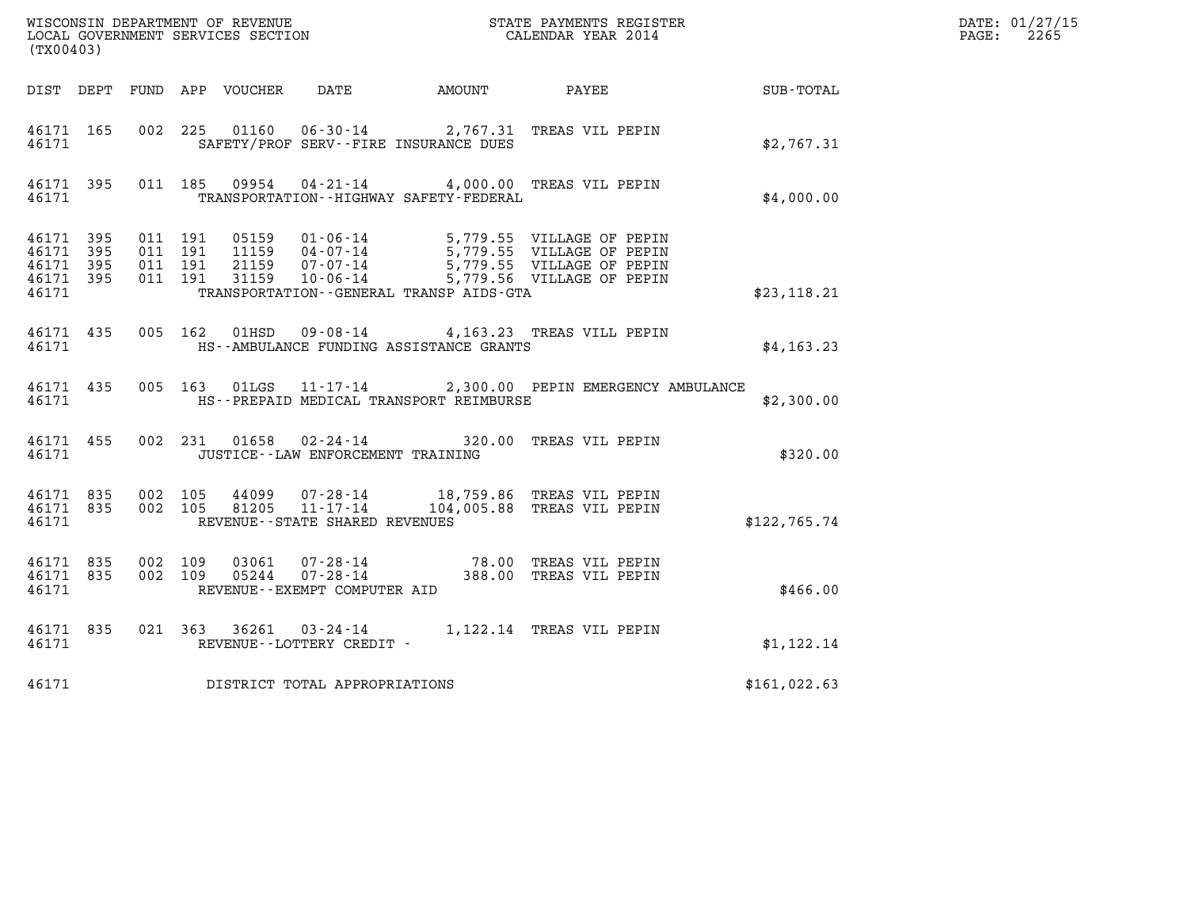WISCONSIN DEPARTMENT OF REVENUE
LOCAL GOVERNMENT SERVICES SECTION
(TX00403)

STATE PAYMENTS REGISTER
CALENDAR YEAR 2014

DATE: 01/27/15
PAGE: 2265

| DIST | DEPT | FUND | APP | VOUCHER | DATE | AMOUNT | PAYEE | SUB-TOTAL |
|---|---|---|---|---|---|---|---|---|
| 46171 | 165 | 002 | 225 | 01160 | 06-30-14 | 2,767.31 | TREAS VIL PEPIN | |
| 46171 | | | | SAFETY/PROF SERV--FIRE INSURANCE DUES | | | | $2,767.31 |
| 46171 | 395 | 011 | 185 | 09954 | 04-21-14 | 4,000.00 | TREAS VIL PEPIN | |
| 46171 | | | | TRANSPORTATION--HIGHWAY SAFETY-FEDERAL | | | | $4,000.00 |
| 46171 | 395 | 011 | 191 | 05159 | 01-06-14 | 5,779.55 | VILLAGE OF PEPIN | |
| 46171 | 395 | 011 | 191 | 11159 | 04-07-14 | 5,779.55 | VILLAGE OF PEPIN | |
| 46171 | 395 | 011 | 191 | 21159 | 07-07-14 | 5,779.55 | VILLAGE OF PEPIN | |
| 46171 | 395 | 011 | 191 | 31159 | 10-06-14 | 5,779.56 | VILLAGE OF PEPIN | |
| 46171 | | | | TRANSPORTATION--GENERAL TRANSP AIDS-GTA | | | | $23,118.21 |
| 46171 | 435 | 005 | 162 | 01HSD | 09-08-14 | 4,163.23 | TREAS VILL PEPIN | |
| 46171 | | | | HS--AMBULANCE FUNDING ASSISTANCE GRANTS | | | | $4,163.23 |
| 46171 | 435 | 005 | 163 | 01LGS | 11-17-14 | 2,300.00 | PEPIN EMERGENCY AMBULANCE | |
| 46171 | | | | HS--PREPAID MEDICAL TRANSPORT REIMBURSE | | | | $2,300.00 |
| 46171 | 455 | 002 | 231 | 01658 | 02-24-14 | 320.00 | TREAS VIL PEPIN | |
| 46171 | | | | JUSTICE--LAW ENFORCEMENT TRAINING | | | | $320.00 |
| 46171 | 835 | 002 | 105 | 44099 | 07-28-14 | 18,759.86 | TREAS VIL PEPIN | |
| 46171 | 835 | 002 | 105 | 81205 | 11-17-14 | 104,005.88 | TREAS VIL PEPIN | |
| 46171 | | | | REVENUE--STATE SHARED REVENUES | | | | $122,765.74 |
| 46171 | 835 | 002 | 109 | 03061 | 07-28-14 | 78.00 | TREAS VIL PEPIN | |
| 46171 | 835 | 002 | 109 | 05244 | 07-28-14 | 388.00 | TREAS VIL PEPIN | |
| 46171 | | | | REVENUE--EXEMPT COMPUTER AID | | | | $466.00 |
| 46171 | 835 | 021 | 363 | 36261 | 03-24-14 | 1,122.14 | TREAS VIL PEPIN | |
| 46171 | | | | REVENUE--LOTTERY CREDIT - | | | | $1,122.14 |
| 46171 | | | | DISTRICT TOTAL APPROPRIATIONS | | | | $161,022.63 |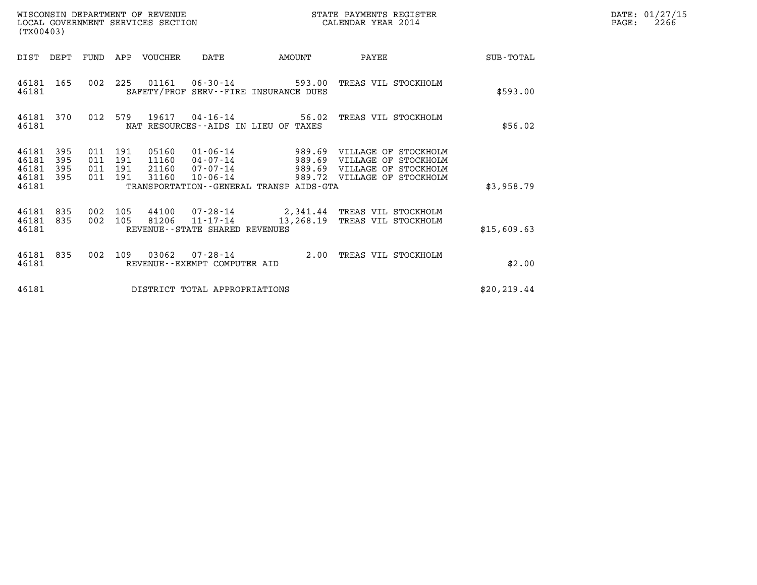WISCONSIN DEPARTMENT OF REVENUE
LOCAL GOVERNMENT SERVICES SECTION
(TX00403)

STATE PAYMENTS REGISTER
CALENDAR YEAR 2014

DATE: 01/27/15
PAGE: 2266

| DIST | DEPT | FUND | APP | VOUCHER | DATE | AMOUNT | PAYEE | SUB-TOTAL |
|---|---|---|---|---|---|---|---|---|
| 46181 | 165 | 002 | 225 | 01161 | 06-30-14 | 593.00 | TREAS VIL STOCKHOLM | |
| 46181 | | | | SAFETY/PROF SERV--FIRE INSURANCE DUES | | | | $593.00 |
| 46181 | 370 | 012 | 579 | 19617 | 04-16-14 | 56.02 | TREAS VIL STOCKHOLM | |
| 46181 | | | | NAT RESOURCES--AIDS IN LIEU OF TAXES | | | | $56.02 |
| 46181 | 395 | 011 | 191 | 05160 | 01-06-14 | 989.69 | VILLAGE OF STOCKHOLM | |
| 46181 | 395 | 011 | 191 | 11160 | 04-07-14 | 989.69 | VILLAGE OF STOCKHOLM | |
| 46181 | 395 | 011 | 191 | 21160 | 07-07-14 | 989.69 | VILLAGE OF STOCKHOLM | |
| 46181 | 395 | 011 | 191 | 31160 | 10-06-14 | 989.72 | VILLAGE OF STOCKHOLM | |
| 46181 | | | | TRANSPORTATION--GENERAL TRANSP AIDS-GTA | | | | $3,958.79 |
| 46181 | 835 | 002 | 105 | 44100 | 07-28-14 | 2,341.44 | TREAS VIL STOCKHOLM | |
| 46181 | 835 | 002 | 105 | 81206 | 11-17-14 | 13,268.19 | TREAS VIL STOCKHOLM | |
| 46181 | | | | REVENUE--STATE SHARED REVENUES | | | | $15,609.63 |
| 46181 | 835 | 002 | 109 | 03062 | 07-28-14 | 2.00 | TREAS VIL STOCKHOLM | |
| 46181 | | | | REVENUE--EXEMPT COMPUTER AID | | | | $2.00 |
| 46181 | | | | DISTRICT TOTAL APPROPRIATIONS | | | | $20,219.44 |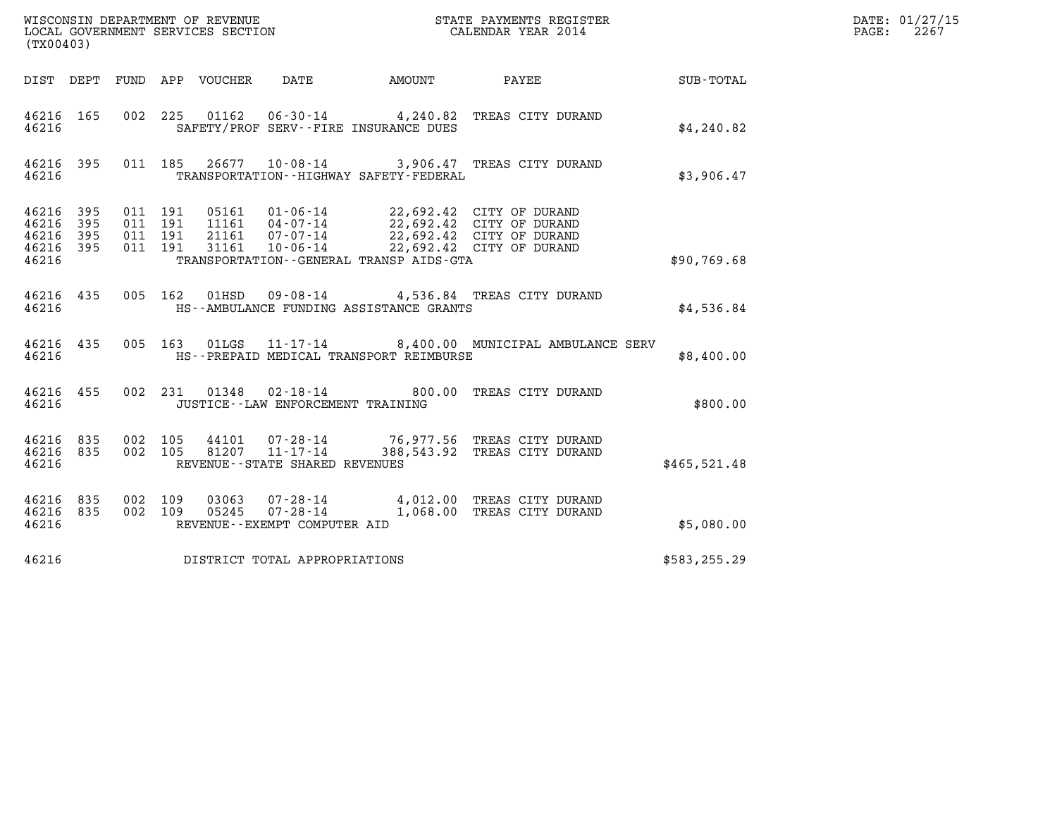WISCONSIN DEPARTMENT OF REVENUE
LOCAL GOVERNMENT SERVICES SECTION
(TX00403)

STATE PAYMENTS REGISTER
CALENDAR YEAR 2014

DATE: 01/27/15
PAGE: 2267

| DIST | DEPT | FUND | APP | VOUCHER | DATE | AMOUNT | PAYEE | SUB-TOTAL |
|---|---|---|---|---|---|---|---|---|
| 46216 | 165 | 002 | 225 | 01162 | 06-30-14 | 4,240.82 | TREAS CITY DURAND | |
| 46216 | | | | | SAFETY/PROF SERV--FIRE INSURANCE DUES | | | $4,240.82 |
| 46216 | 395 | 011 | 185 | 26677 | 10-08-14 | 3,906.47 | TREAS CITY DURAND | |
| 46216 | | | | | TRANSPORTATION--HIGHWAY SAFETY-FEDERAL | | | $3,906.47 |
| 46216 | 395 | 011 | 191 | 05161 | 01-06-14 | 22,692.42 | CITY OF DURAND | |
| 46216 | 395 | 011 | 191 | 11161 | 04-07-14 | 22,692.42 | CITY OF DURAND | |
| 46216 | 395 | 011 | 191 | 21161 | 07-07-14 | 22,692.42 | CITY OF DURAND | |
| 46216 | 395 | 011 | 191 | 31161 | 10-06-14 | 22,692.42 | CITY OF DURAND | |
| 46216 | | | | | TRANSPORTATION--GENERAL TRANSP AIDS-GTA | | | $90,769.68 |
| 46216 | 435 | 005 | 162 | 01HSD | 09-08-14 | 4,536.84 | TREAS CITY DURAND | |
| 46216 | | | | | HS--AMBULANCE FUNDING ASSISTANCE GRANTS | | | $4,536.84 |
| 46216 | 435 | 005 | 163 | 01LGS | 11-17-14 | 8,400.00 | MUNICIPAL AMBULANCE SERV | |
| 46216 | | | | | HS--PREPAID MEDICAL TRANSPORT REIMBURSE | | | $8,400.00 |
| 46216 | 455 | 002 | 231 | 01348 | 02-18-14 | 800.00 | TREAS CITY DURAND | |
| 46216 | | | | | JUSTICE--LAW ENFORCEMENT TRAINING | | | $800.00 |
| 46216 | 835 | 002 | 105 | 44101 | 07-28-14 | 76,977.56 | TREAS CITY DURAND | |
| 46216 | 835 | 002 | 105 | 81207 | 11-17-14 | 388,543.92 | TREAS CITY DURAND | |
| 46216 | | | | | REVENUE--STATE SHARED REVENUES | | | $465,521.48 |
| 46216 | 835 | 002 | 109 | 03063 | 07-28-14 | 4,012.00 | TREAS CITY DURAND | |
| 46216 | 835 | 002 | 109 | 05245 | 07-28-14 | 1,068.00 | TREAS CITY DURAND | |
| 46216 | | | | | REVENUE--EXEMPT COMPUTER AID | | | $5,080.00 |
| 46216 | | | | | DISTRICT TOTAL APPROPRIATIONS | | | $583,255.29 |